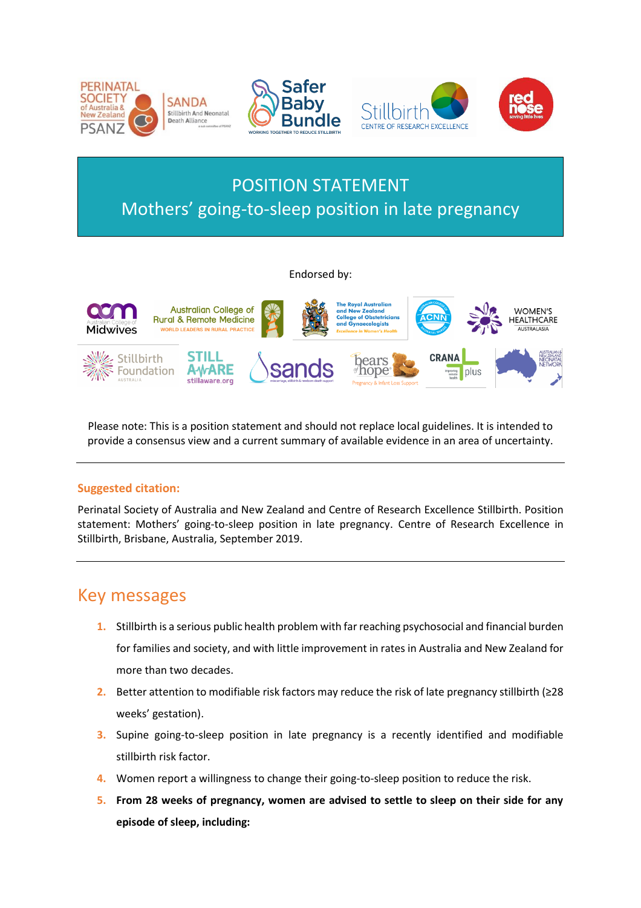# POSITION STATEMENT

## Mothers' going-to-sleep position in late pregnancy

Endorsed by:

Please note: This is a position statement and should not replace local guidelines. It is intended to provide a consensus view and a current summary of available evidence in an area of uncertainty.

---

**Suggested citation:**

Perinatal Society of Australia and New Zealand and Centre of Research Excellence Stillbirth. Position statement: Mothers' going-to-sleep position in late pregnancy. Centre of Research Excellence in Stillbirth, Brisbane, Australia, September 2019.

---

## Key messages

1. Stillbirth is a serious public health problem with far reaching psychosocial and financial burden for families and society, and with little improvement in rates in Australia and New Zealand for more than two decades.
2. Better attention to modifiable risk factors may reduce the risk of late pregnancy stillbirth (≥28 weeks' gestation).
3. Supine going-to-sleep position in late pregnancy is a recently identified and modifiable stillbirth risk factor.
4. Women report a willingness to change their going-to-sleep position to reduce the risk.
5. **From 28 weeks of pregnancy, women are advised to settle to sleep on their side for any episode of sleep, including:**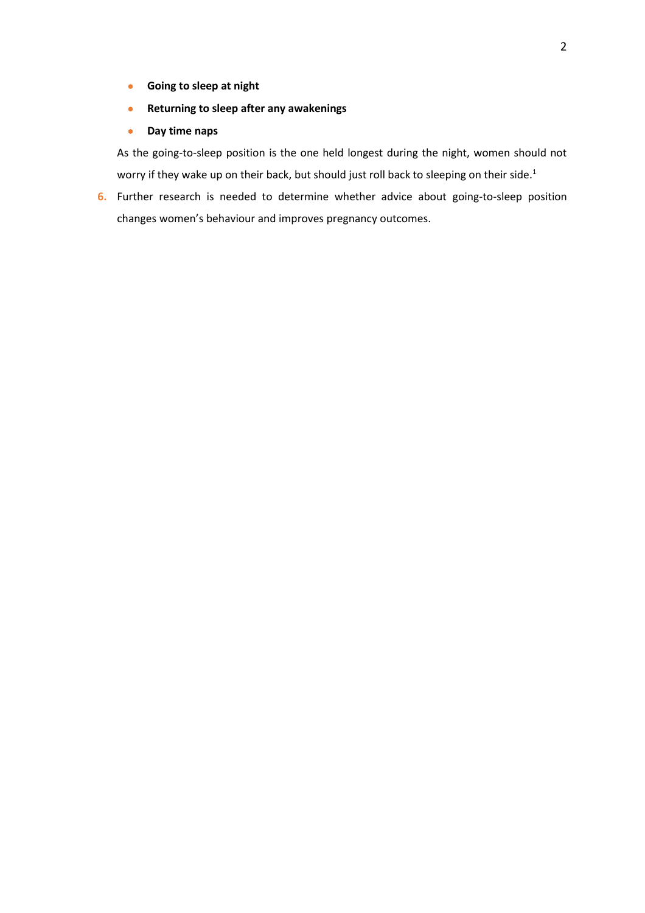- **Going to sleep at night**
- **Returning to sleep after any awakenings**
- **Day time naps**

As the going-to-sleep position is the one held longest during the night, women should not worry if they wake up on their back, but should just roll back to sleeping on their side.[1]

6. Further research is needed to determine whether advice about going-to-sleep position changes women's behaviour and improves pregnancy outcomes.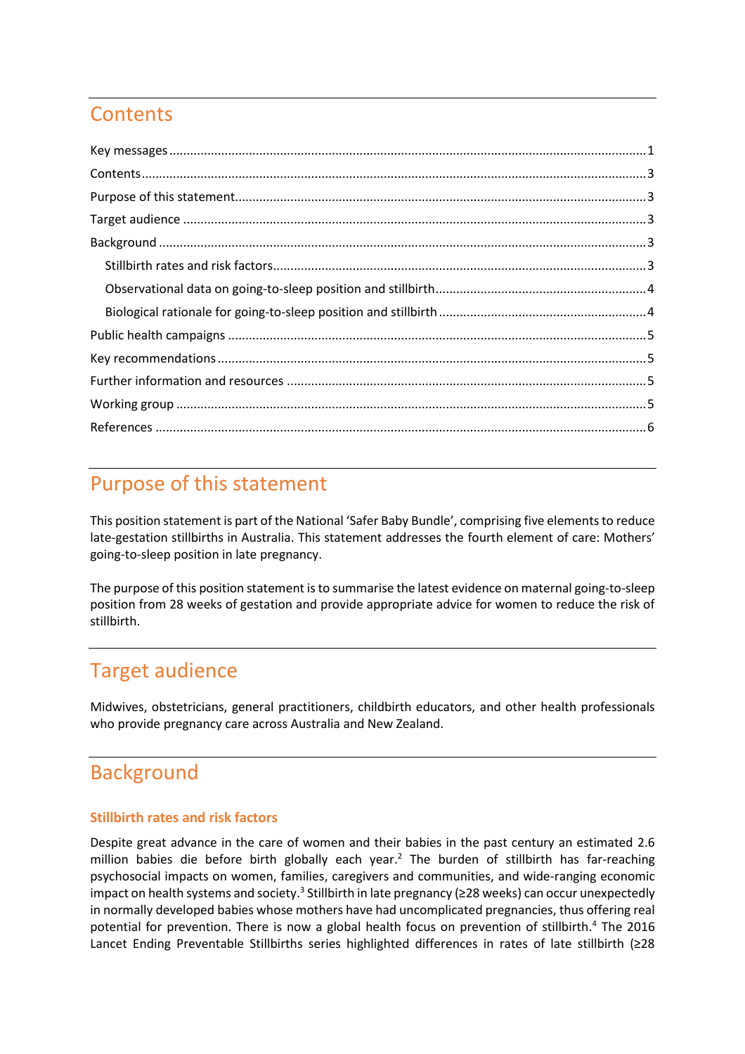## Contents

Key messages ........................................................................................................................................ 1
Contents ................................................................................................................................................ 3
Purpose of this statement ..................................................................................................................... 3
Target audience .................................................................................................................................... 3
Background ........................................................................................................................................... 3
  Stillbirth rates and risk factors .......................................................................................................... 3
  Observational data on going-to-sleep position and stillbirth ............................................................ 4
  Biological rationale for going-to-sleep position and stillbirth ........................................................... 4
Public health campaigns ....................................................................................................................... 5
Key recommendations .......................................................................................................................... 5
Further information and resources ....................................................................................................... 5
Working group ...................................................................................................................................... 5
References ............................................................................................................................................ 6

## Purpose of this statement

This position statement is part of the National 'Safer Baby Bundle', comprising five elements to reduce late-gestation stillbirths in Australia. This statement addresses the fourth element of care: Mothers' going-to-sleep position in late pregnancy.

The purpose of this position statement is to summarise the latest evidence on maternal going-to-sleep position from 28 weeks of gestation and provide appropriate advice for women to reduce the risk of stillbirth.

## Target audience

Midwives, obstetricians, general practitioners, childbirth educators, and other health professionals who provide pregnancy care across Australia and New Zealand.

## Background

### Stillbirth rates and risk factors

Despite great advance in the care of women and their babies in the past century an estimated 2.6 million babies die before birth globally each year.[2] The burden of stillbirth has far-reaching psychosocial impacts on women, families, caregivers and communities, and wide-ranging economic impact on health systems and society.[3] Stillbirth in late pregnancy (≥28 weeks) can occur unexpectedly in normally developed babies whose mothers have had uncomplicated pregnancies, thus offering real potential for prevention. There is now a global health focus on prevention of stillbirth.[4] The 2016 Lancet Ending Preventable Stillbirths series highlighted differences in rates of late stillbirth (≥28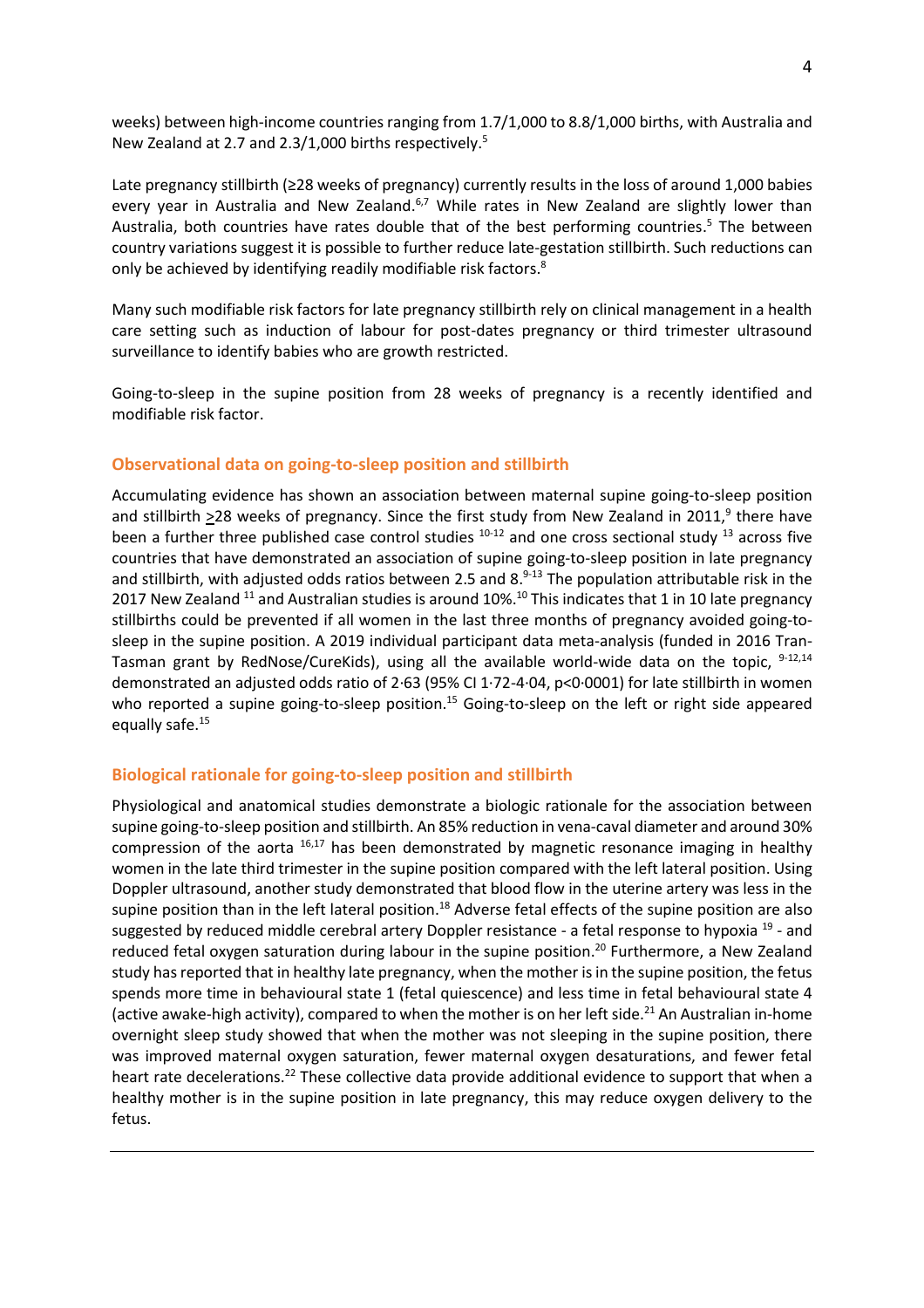weeks) between high-income countries ranging from 1.7/1,000 to 8.8/1,000 births, with Australia and New Zealand at 2.7 and 2.3/1,000 births respectively.[5]

Late pregnancy stillbirth (≥28 weeks of pregnancy) currently results in the loss of around 1,000 babies every year in Australia and New Zealand.[6,7] While rates in New Zealand are slightly lower than Australia, both countries have rates double that of the best performing countries.[5] The between country variations suggest it is possible to further reduce late-gestation stillbirth. Such reductions can only be achieved by identifying readily modifiable risk factors.[8]

Many such modifiable risk factors for late pregnancy stillbirth rely on clinical management in a health care setting such as induction of labour for post-dates pregnancy or third trimester ultrasound surveillance to identify babies who are growth restricted.

Going-to-sleep in the supine position from 28 weeks of pregnancy is a recently identified and modifiable risk factor.

## Observational data on going-to-sleep position and stillbirth

Accumulating evidence has shown an association between maternal supine going-to-sleep position and stillbirth >28 weeks of pregnancy. Since the first study from New Zealand in 2011,[9] there have been a further three published case control studies [10-12] and one cross sectional study [13] across five countries that have demonstrated an association of supine going-to-sleep position in late pregnancy and stillbirth, with adjusted odds ratios between 2.5 and 8.[9-13] The population attributable risk in the 2017 New Zealand [11] and Australian studies is around 10%.[10] This indicates that 1 in 10 late pregnancy stillbirths could be prevented if all women in the last three months of pregnancy avoided going-to-sleep in the supine position. A 2019 individual participant data meta-analysis (funded in 2016 Tran-Tasman grant by RedNose/CureKids), using all the available world-wide data on the topic, [9-12,14] demonstrated an adjusted odds ratio of 2·63 (95% CI 1·72-4·04, p<0·0001) for late stillbirth in women who reported a supine going-to-sleep position.[15] Going-to-sleep on the left or right side appeared equally safe.[15]

## Biological rationale for going-to-sleep position and stillbirth

Physiological and anatomical studies demonstrate a biologic rationale for the association between supine going-to-sleep position and stillbirth. An 85% reduction in vena-caval diameter and around 30% compression of the aorta [16,17] has been demonstrated by magnetic resonance imaging in healthy women in the late third trimester in the supine position compared with the left lateral position. Using Doppler ultrasound, another study demonstrated that blood flow in the uterine artery was less in the supine position than in the left lateral position.[18] Adverse fetal effects of the supine position are also suggested by reduced middle cerebral artery Doppler resistance - a fetal response to hypoxia [19] - and reduced fetal oxygen saturation during labour in the supine position.[20] Furthermore, a New Zealand study has reported that in healthy late pregnancy, when the mother is in the supine position, the fetus spends more time in behavioural state 1 (fetal quiescence) and less time in fetal behavioural state 4 (active awake-high activity), compared to when the mother is on her left side.[21] An Australian in-home overnight sleep study showed that when the mother was not sleeping in the supine position, there was improved maternal oxygen saturation, fewer maternal oxygen desaturations, and fewer fetal heart rate decelerations.[22] These collective data provide additional evidence to support that when a healthy mother is in the supine position in late pregnancy, this may reduce oxygen delivery to the fetus.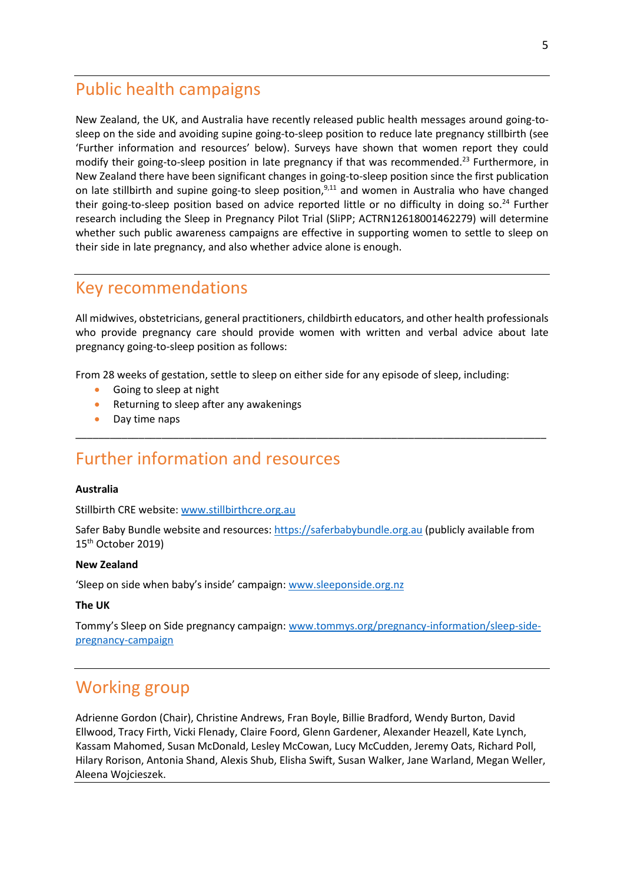## Public health campaigns

New Zealand, the UK, and Australia have recently released public health messages around going-to-sleep on the side and avoiding supine going-to-sleep position to reduce late pregnancy stillbirth (see 'Further information and resources' below). Surveys have shown that women report they could modify their going-to-sleep position in late pregnancy if that was recommended.[23] Furthermore, in New Zealand there have been significant changes in going-to-sleep position since the first publication on late stillbirth and supine going-to sleep position,[9,11] and women in Australia who have changed their going-to-sleep position based on advice reported little or no difficulty in doing so.[24] Further research including the Sleep in Pregnancy Pilot Trial (SliPP; ACTRN12618001462279) will determine whether such public awareness campaigns are effective in supporting women to settle to sleep on their side in late pregnancy, and also whether advice alone is enough.

## Key recommendations

All midwives, obstetricians, general practitioners, childbirth educators, and other health professionals who provide pregnancy care should provide women with written and verbal advice about late pregnancy going-to-sleep position as follows:

From 28 weeks of gestation, settle to sleep on either side for any episode of sleep, including:

- Going to sleep at night
- Returning to sleep after any awakenings
- Day time naps

---

## Further information and resources

**Australia**

Stillbirth CRE website: www.stillbirthcre.org.au

Safer Baby Bundle website and resources: https://saferbabybundle.org.au (publicly available from 15th October 2019)

**New Zealand**

'Sleep on side when baby's inside' campaign: www.sleeponside.org.nz

**The UK**

Tommy's Sleep on Side pregnancy campaign: www.tommys.org/pregnancy-information/sleep-side-pregnancy-campaign

## Working group

Adrienne Gordon (Chair), Christine Andrews, Fran Boyle, Billie Bradford, Wendy Burton, David Ellwood, Tracy Firth, Vicki Flenady, Claire Foord, Glenn Gardener, Alexander Heazell, Kate Lynch, Kassam Mahomed, Susan McDonald, Lesley McCowan, Lucy McCudden, Jeremy Oats, Richard Poll, Hilary Rorison, Antonia Shand, Alexis Shub, Elisha Swift, Susan Walker, Jane Warland, Megan Weller, Aleena Wojcieszek.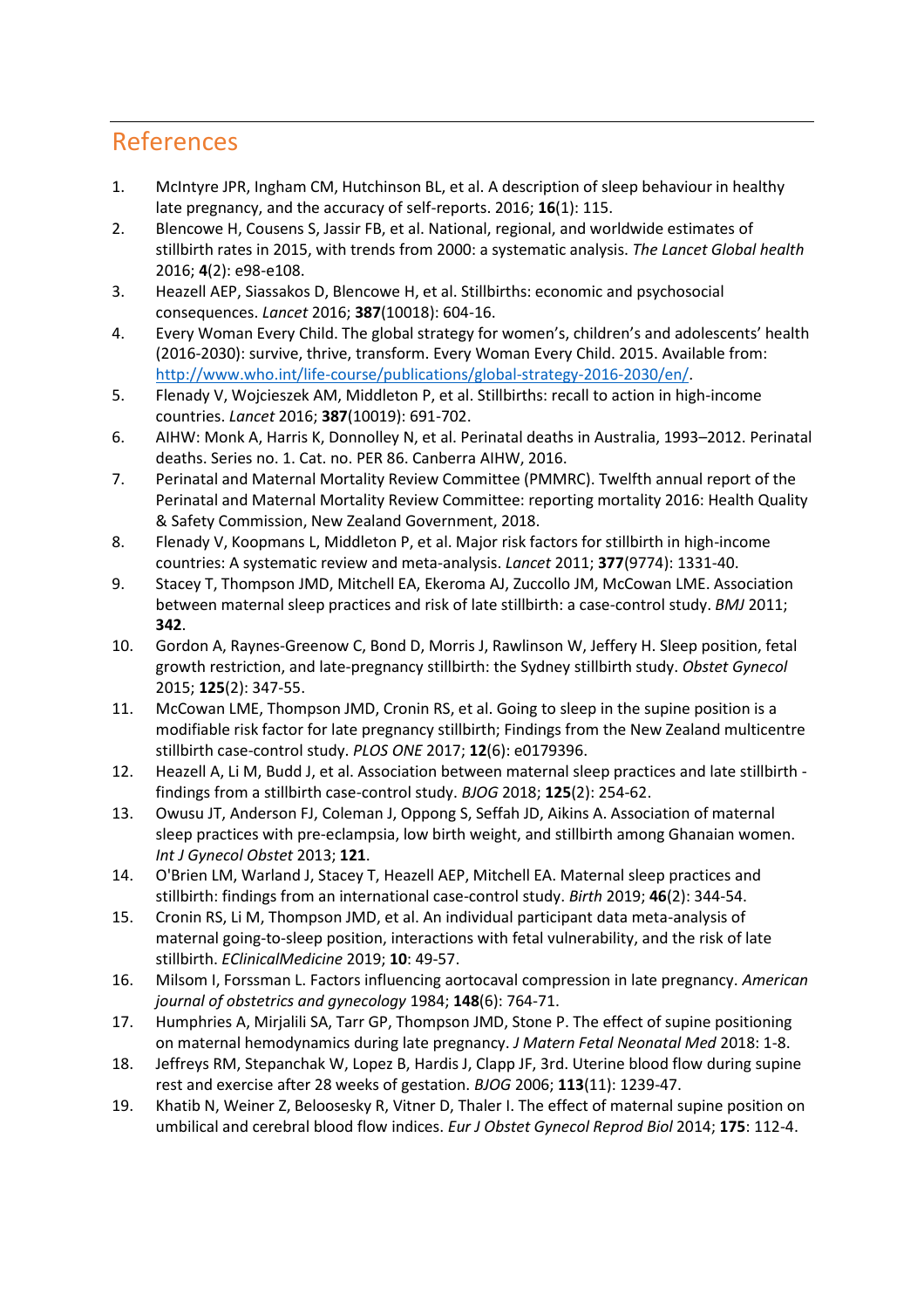## References

1. McIntyre JPR, Ingham CM, Hutchinson BL, et al. A description of sleep behaviour in healthy late pregnancy, and the accuracy of self-reports. 2016; **16**(1): 115.
2. Blencowe H, Cousens S, Jassir FB, et al. National, regional, and worldwide estimates of stillbirth rates in 2015, with trends from 2000: a systematic analysis. *The Lancet Global health* 2016; **4**(2): e98-e108.
3. Heazell AEP, Siassakos D, Blencowe H, et al. Stillbirths: economic and psychosocial consequences. *Lancet* 2016; **387**(10018): 604-16.
4. Every Woman Every Child. The global strategy for women's, children's and adolescents' health (2016-2030): survive, thrive, transform. Every Woman Every Child. 2015. Available from: [http://www.who.int/life-course/publications/global-strategy-2016-2030/en/](http://www.who.int/life-course/publications/global-strategy-2016-2030/en/).
5. Flenady V, Wojcieszek AM, Middleton P, et al. Stillbirths: recall to action in high-income countries. *Lancet* 2016; **387**(10019): 691-702.
6. AIHW: Monk A, Harris K, Donnolley N, et al. Perinatal deaths in Australia, 1993–2012. Perinatal deaths. Series no. 1. Cat. no. PER 86. Canberra AIHW, 2016.
7. Perinatal and Maternal Mortality Review Committee (PMMRC). Twelfth annual report of the Perinatal and Maternal Mortality Review Committee: reporting mortality 2016: Health Quality & Safety Commission, New Zealand Government, 2018.
8. Flenady V, Koopmans L, Middleton P, et al. Major risk factors for stillbirth in high-income countries: A systematic review and meta-analysis. *Lancet* 2011; **377**(9774): 1331-40.
9. Stacey T, Thompson JMD, Mitchell EA, Ekeroma AJ, Zuccollo JM, McCowan LME. Association between maternal sleep practices and risk of late stillbirth: a case-control study. *BMJ* 2011; **342**.
10. Gordon A, Raynes-Greenow C, Bond D, Morris J, Rawlinson W, Jeffery H. Sleep position, fetal growth restriction, and late-pregnancy stillbirth: the Sydney stillbirth study. *Obstet Gynecol* 2015; **125**(2): 347-55.
11. McCowan LME, Thompson JMD, Cronin RS, et al. Going to sleep in the supine position is a modifiable risk factor for late pregnancy stillbirth; Findings from the New Zealand multicentre stillbirth case-control study. *PLOS ONE* 2017; **12**(6): e0179396.
12. Heazell A, Li M, Budd J, et al. Association between maternal sleep practices and late stillbirth - findings from a stillbirth case-control study. *BJOG* 2018; **125**(2): 254-62.
13. Owusu JT, Anderson FJ, Coleman J, Oppong S, Seffah JD, Aikins A. Association of maternal sleep practices with pre-eclampsia, low birth weight, and stillbirth among Ghanaian women. *Int J Gynecol Obstet* 2013; **121**.
14. O'Brien LM, Warland J, Stacey T, Heazell AEP, Mitchell EA. Maternal sleep practices and stillbirth: findings from an international case-control study. *Birth* 2019; **46**(2): 344-54.
15. Cronin RS, Li M, Thompson JMD, et al. An individual participant data meta-analysis of maternal going-to-sleep position, interactions with fetal vulnerability, and the risk of late stillbirth. *EClinicalMedicine* 2019; **10**: 49-57.
16. Milsom I, Forssman L. Factors influencing aortocaval compression in late pregnancy. *American journal of obstetrics and gynecology* 1984; **148**(6): 764-71.
17. Humphries A, Mirjalili SA, Tarr GP, Thompson JMD, Stone P. The effect of supine positioning on maternal hemodynamics during late pregnancy. *J Matern Fetal Neonatal Med* 2018: 1-8.
18. Jeffreys RM, Stepanchak W, Lopez B, Hardis J, Clapp JF, 3rd. Uterine blood flow during supine rest and exercise after 28 weeks of gestation. *BJOG* 2006; **113**(11): 1239-47.
19. Khatib N, Weiner Z, Beloosesky R, Vitner D, Thaler I. The effect of maternal supine position on umbilical and cerebral blood flow indices. *Eur J Obstet Gynecol Reprod Biol* 2014; **175**: 112-4.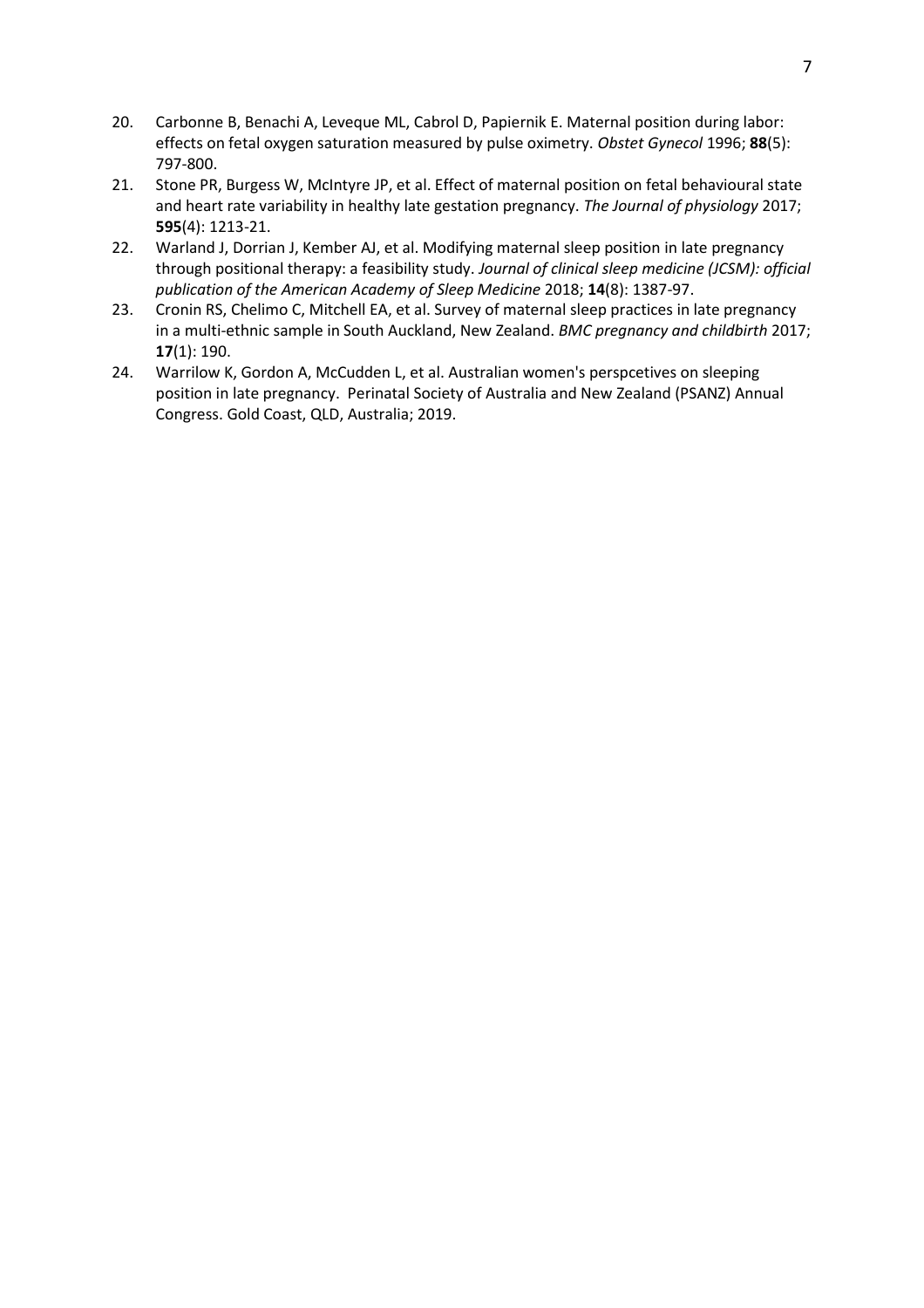20. Carbonne B, Benachi A, Leveque ML, Cabrol D, Papiernik E. Maternal position during labor: effects on fetal oxygen saturation measured by pulse oximetry. *Obstet Gynecol* 1996; **88**(5): 797-800.
21. Stone PR, Burgess W, McIntyre JP, et al. Effect of maternal position on fetal behavioural state and heart rate variability in healthy late gestation pregnancy. *The Journal of physiology* 2017; **595**(4): 1213-21.
22. Warland J, Dorrian J, Kember AJ, et al. Modifying maternal sleep position in late pregnancy through positional therapy: a feasibility study. *Journal of clinical sleep medicine (JCSM): official publication of the American Academy of Sleep Medicine* 2018; **14**(8): 1387-97.
23. Cronin RS, Chelimo C, Mitchell EA, et al. Survey of maternal sleep practices in late pregnancy in a multi-ethnic sample in South Auckland, New Zealand. *BMC pregnancy and childbirth* 2017; **17**(1): 190.
24. Warrilow K, Gordon A, McCudden L, et al. Australian women's perspcetives on sleeping position in late pregnancy. Perinatal Society of Australia and New Zealand (PSANZ) Annual Congress. Gold Coast, QLD, Australia; 2019.